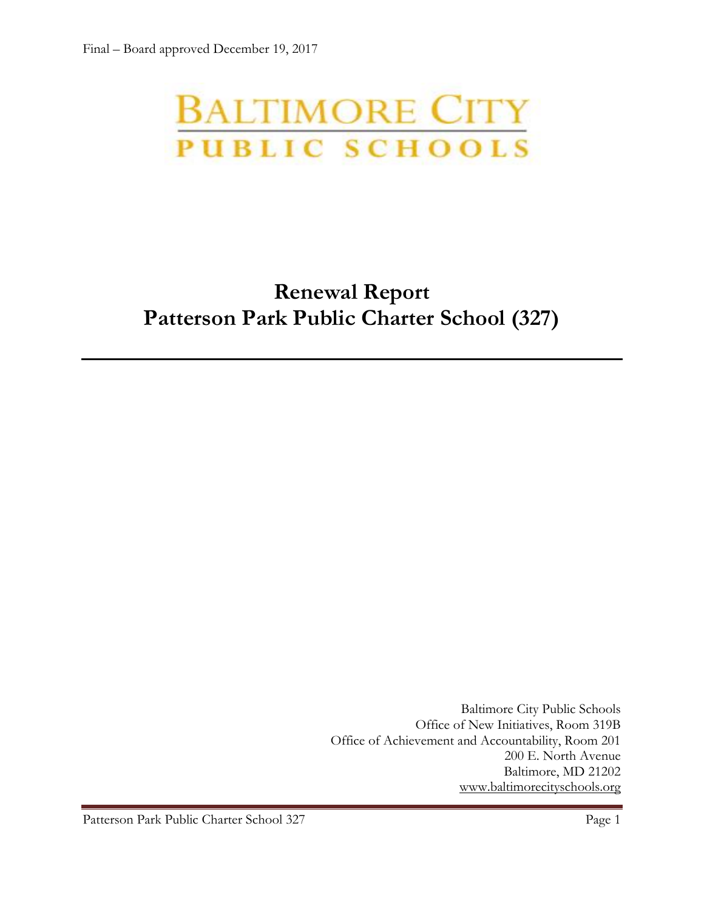Final – Board approved December 19, 2017

BALTIMORE CITY
PUBLIC SCHOOLS

# Renewal Report
# Patterson Park Public Charter School (327)

---

Baltimore City Public Schools
Office of New Initiatives, Room 319B
Office of Achievement and Accountability, Room 201
200 E. North Avenue
Baltimore, MD 21202
www.baltimorecityschools.org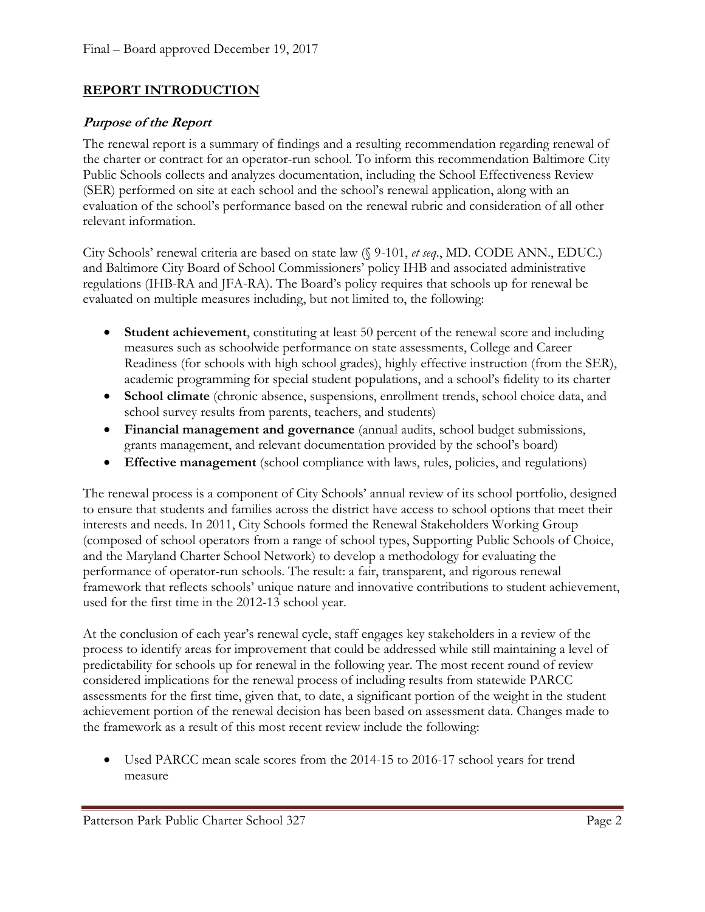Final – Board approved December 19, 2017

## REPORT INTRODUCTION

### *Purpose of the Report*

The renewal report is a summary of findings and a resulting recommendation regarding renewal of the charter or contract for an operator-run school. To inform this recommendation Baltimore City Public Schools collects and analyzes documentation, including the School Effectiveness Review (SER) performed on site at each school and the school's renewal application, along with an evaluation of the school's performance based on the renewal rubric and consideration of all other relevant information.

City Schools' renewal criteria are based on state law (§ 9-101, *et seq*., MD. CODE ANN., EDUC.) and Baltimore City Board of School Commissioners' policy IHB and associated administrative regulations (IHB-RA and JFA-RA). The Board's policy requires that schools up for renewal be evaluated on multiple measures including, but not limited to, the following:

- **Student achievement**, constituting at least 50 percent of the renewal score and including measures such as schoolwide performance on state assessments, College and Career Readiness (for schools with high school grades), highly effective instruction (from the SER), academic programming for special student populations, and a school's fidelity to its charter
- **School climate** (chronic absence, suspensions, enrollment trends, school choice data, and school survey results from parents, teachers, and students)
- **Financial management and governance** (annual audits, school budget submissions, grants management, and relevant documentation provided by the school's board)
- **Effective management** (school compliance with laws, rules, policies, and regulations)

The renewal process is a component of City Schools' annual review of its school portfolio, designed to ensure that students and families across the district have access to school options that meet their interests and needs. In 2011, City Schools formed the Renewal Stakeholders Working Group (composed of school operators from a range of school types, Supporting Public Schools of Choice, and the Maryland Charter School Network) to develop a methodology for evaluating the performance of operator-run schools. The result: a fair, transparent, and rigorous renewal framework that reflects schools' unique nature and innovative contributions to student achievement, used for the first time in the 2012-13 school year.

At the conclusion of each year's renewal cycle, staff engages key stakeholders in a review of the process to identify areas for improvement that could be addressed while still maintaining a level of predictability for schools up for renewal in the following year. The most recent round of review considered implications for the renewal process of including results from statewide PARCC assessments for the first time, given that, to date, a significant portion of the weight in the student achievement portion of the renewal decision has been based on assessment data. Changes made to the framework as a result of this most recent review include the following:

- Used PARCC mean scale scores from the 2014-15 to 2016-17 school years for trend measure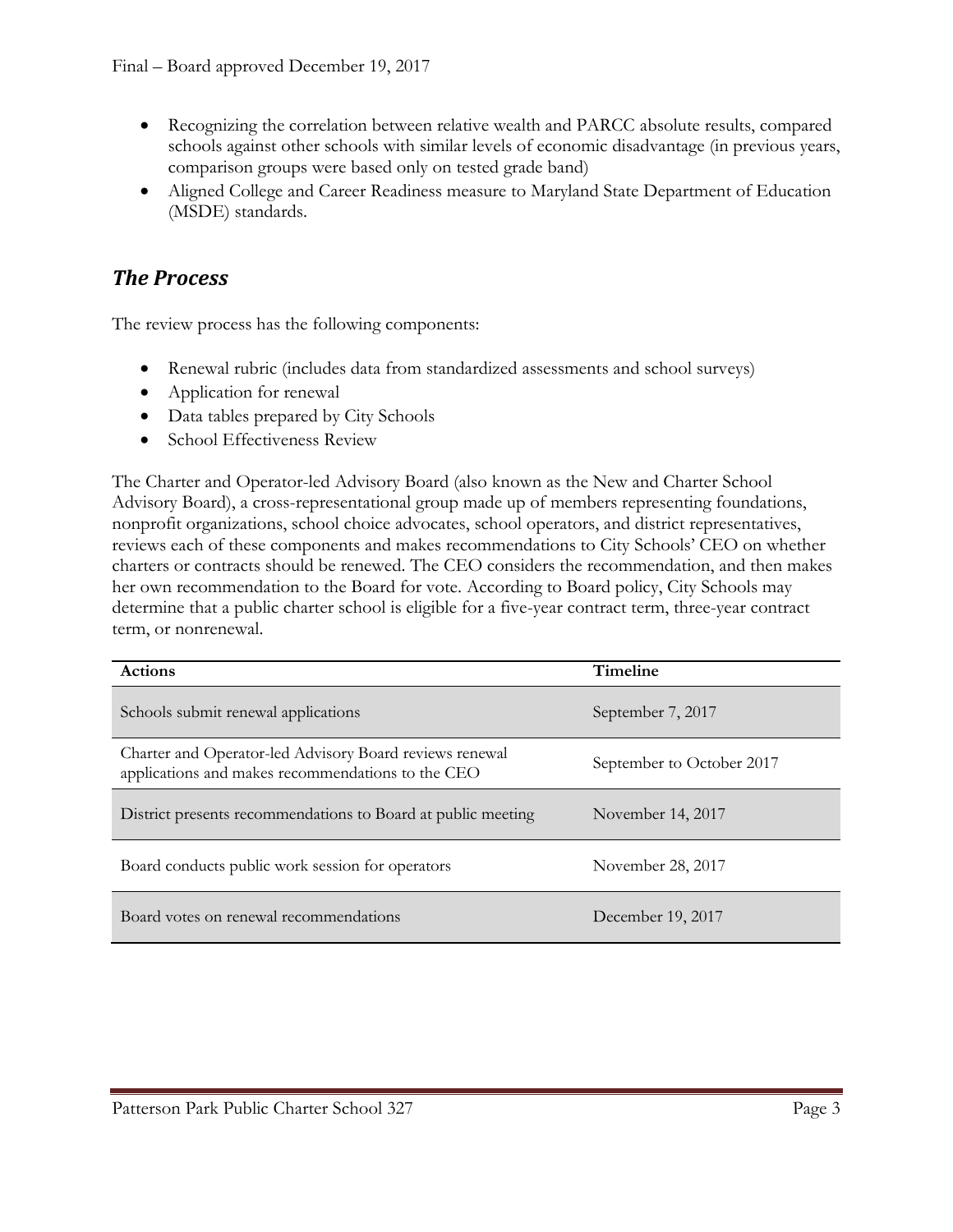- Recognizing the correlation between relative wealth and PARCC absolute results, compared schools against other schools with similar levels of economic disadvantage (in previous years, comparison groups were based only on tested grade band)
- Aligned College and Career Readiness measure to Maryland State Department of Education (MSDE) standards.

## *The Process*

The review process has the following components:

- Renewal rubric (includes data from standardized assessments and school surveys)
- Application for renewal
- Data tables prepared by City Schools
- School Effectiveness Review

The Charter and Operator-led Advisory Board (also known as the New and Charter School Advisory Board), a cross-representational group made up of members representing foundations, nonprofit organizations, school choice advocates, school operators, and district representatives, reviews each of these components and makes recommendations to City Schools' CEO on whether charters or contracts should be renewed. The CEO considers the recommendation, and then makes her own recommendation to the Board for vote. According to Board policy, City Schools may determine that a public charter school is eligible for a five-year contract term, three-year contract term, or nonrenewal.

| Actions | Timeline |
|---|---|
| Schools submit renewal applications | September 7, 2017 |
| Charter and Operator-led Advisory Board reviews renewal applications and makes recommendations to the CEO | September to October 2017 |
| District presents recommendations to Board at public meeting | November 14, 2017 |
| Board conducts public work session for operators | November 28, 2017 |
| Board votes on renewal recommendations | December 19, 2017 |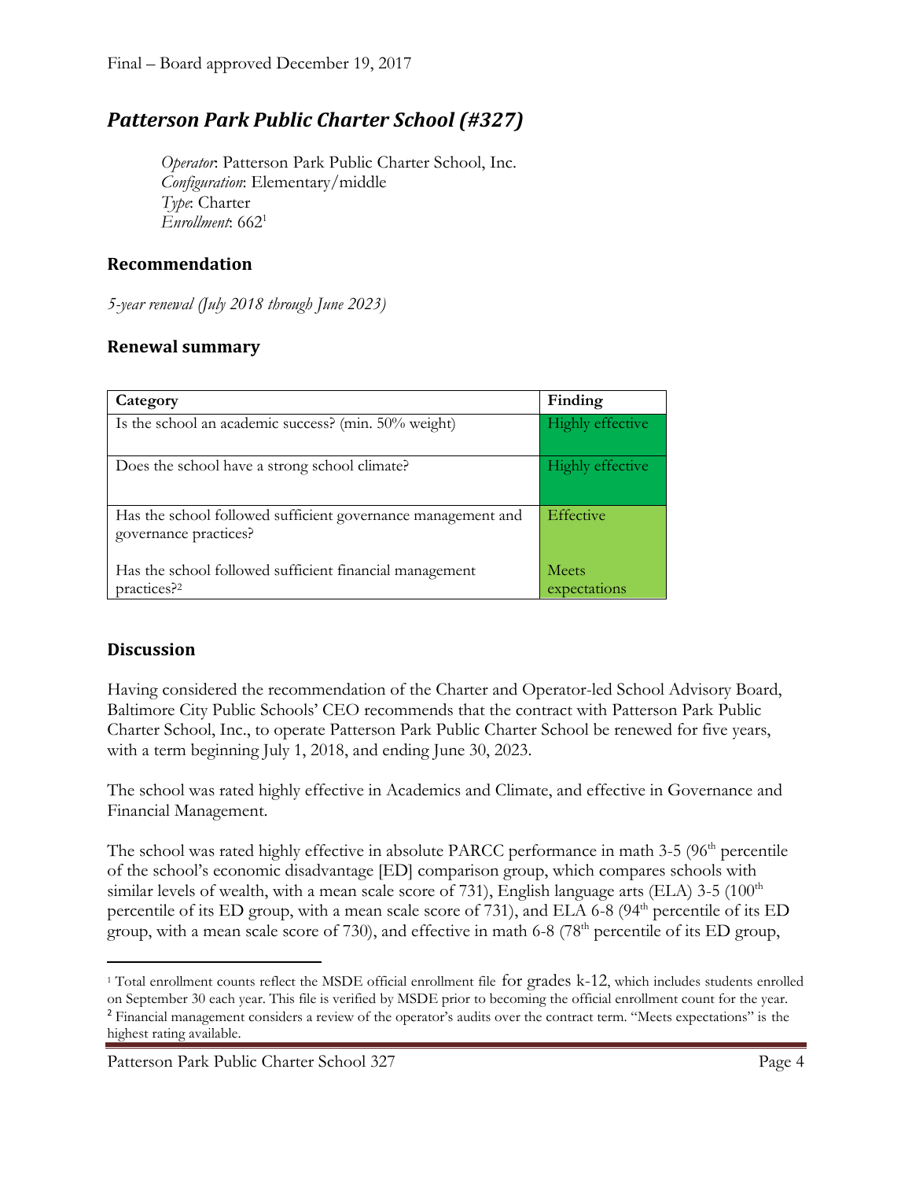Final – Board approved December 19, 2017

## *Patterson Park Public Charter School (#327)*

*Operator*: Patterson Park Public Charter School, Inc.
*Configuration*: Elementary/middle
*Type*: Charter
*Enrollment*: 662[1]

### Recommendation

*5-year renewal (July 2018 through June 2023)*

### Renewal summary

| Category | Finding |
|---|---|
| Is the school an academic success? (min. 50% weight) | Highly effective |
| Does the school have a strong school climate? | Highly effective |
| Has the school followed sufficient governance management and governance practices? | Effective |
| Has the school followed sufficient financial management practices?[2] | Meets expectations |

### Discussion

Having considered the recommendation of the Charter and Operator-led School Advisory Board, Baltimore City Public Schools' CEO recommends that the contract with Patterson Park Public Charter School, Inc., to operate Patterson Park Public Charter School be renewed for five years, with a term beginning July 1, 2018, and ending June 30, 2023.

The school was rated highly effective in Academics and Climate, and effective in Governance and Financial Management.

The school was rated highly effective in absolute PARCC performance in math 3-5 (96th percentile of the school's economic disadvantage [ED] comparison group, which compares schools with similar levels of wealth, with a mean scale score of 731), English language arts (ELA) 3-5 (100th percentile of its ED group, with a mean scale score of 731), and ELA 6-8 (94th percentile of its ED group, with a mean scale score of 730), and effective in math 6-8 (78th percentile of its ED group,

---

[1] Total enrollment counts reflect the MSDE official enrollment file for grades k-12, which includes students enrolled on September 30 each year. This file is verified by MSDE prior to becoming the official enrollment count for the year.

[2] Financial management considers a review of the operator's audits over the contract term. "Meets expectations" is the highest rating available.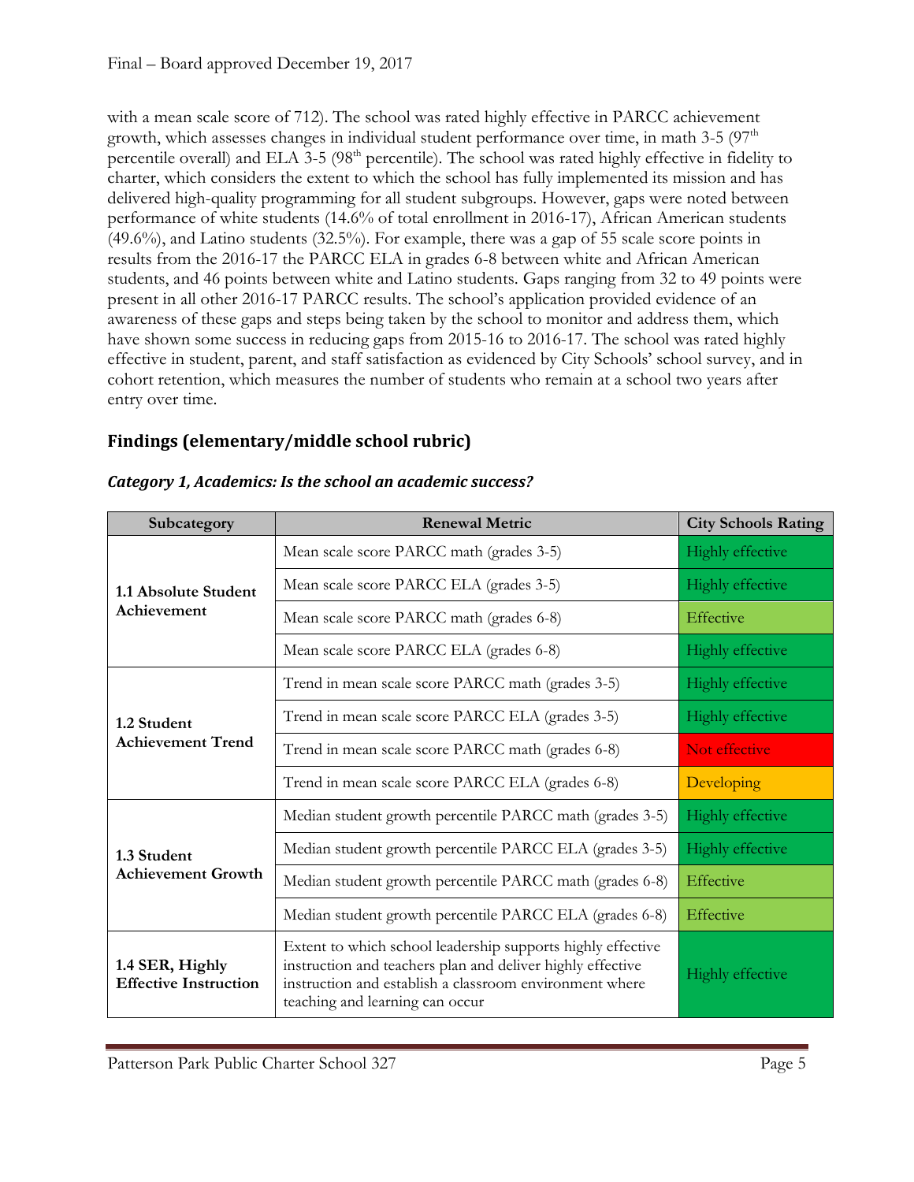with a mean scale score of 712). The school was rated highly effective in PARCC achievement growth, which assesses changes in individual student performance over time, in math 3-5 (97th percentile overall) and ELA 3-5 (98th percentile). The school was rated highly effective in fidelity to charter, which considers the extent to which the school has fully implemented its mission and has delivered high-quality programming for all student subgroups. However, gaps were noted between performance of white students (14.6% of total enrollment in 2016-17), African American students (49.6%), and Latino students (32.5%). For example, there was a gap of 55 scale score points in results from the 2016-17 the PARCC ELA in grades 6-8 between white and African American students, and 46 points between white and Latino students. Gaps ranging from 32 to 49 points were present in all other 2016-17 PARCC results. The school's application provided evidence of an awareness of these gaps and steps being taken by the school to monitor and address them, which have shown some success in reducing gaps from 2015-16 to 2016-17. The school was rated highly effective in student, parent, and staff satisfaction as evidenced by City Schools' school survey, and in cohort retention, which measures the number of students who remain at a school two years after entry over time.

## Findings (elementary/middle school rubric)

### *Category 1, Academics: Is the school an academic success?*

| Subcategory | Renewal Metric | City Schools Rating |
|---|---|---|
| 1.1 Absolute Student Achievement | Mean scale score PARCC math (grades 3-5) | Highly effective |
| | Mean scale score PARCC ELA (grades 3-5) | Highly effective |
| | Mean scale score PARCC math (grades 6-8) | Effective |
| | Mean scale score PARCC ELA (grades 6-8) | Highly effective |
| 1.2 Student Achievement Trend | Trend in mean scale score PARCC math (grades 3-5) | Highly effective |
| | Trend in mean scale score PARCC ELA (grades 3-5) | Highly effective |
| | Trend in mean scale score PARCC math (grades 6-8) | Not effective |
| | Trend in mean scale score PARCC ELA (grades 6-8) | Developing |
| 1.3 Student Achievement Growth | Median student growth percentile PARCC math (grades 3-5) | Highly effective |
| | Median student growth percentile PARCC ELA (grades 3-5) | Highly effective |
| | Median student growth percentile PARCC math (grades 6-8) | Effective |
| | Median student growth percentile PARCC ELA (grades 6-8) | Effective |
| 1.4 SER, Highly Effective Instruction | Extent to which school leadership supports highly effective instruction and teachers plan and deliver highly effective instruction and establish a classroom environment where teaching and learning can occur | Highly effective |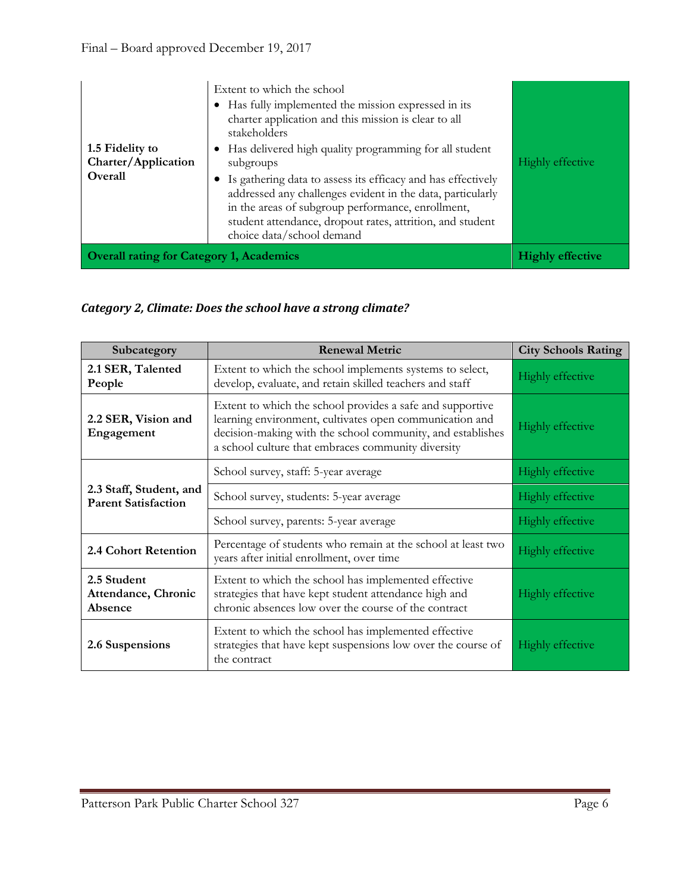| | | |
|---|---|---|
| **1.5 Fidelity to Charter/Application Overall** | Extent to which the school<br>• Has fully implemented the mission expressed in its charter application and this mission is clear to all stakeholders<br>• Has delivered high quality programming for all student subgroups<br>• Is gathering data to assess its efficacy and has effectively addressed any challenges evident in the data, particularly in the areas of subgroup performance, enrollment, student attendance, dropout rates, attrition, and student choice data/school demand | Highly effective |
| **Overall rating for Category 1, Academics** | | **Highly effective** |

### *Category 2, Climate: Does the school have a strong climate?*

| Subcategory | Renewal Metric | City Schools Rating |
|---|---|---|
| **2.1 SER, Talented People** | Extent to which the school implements systems to select, develop, evaluate, and retain skilled teachers and staff | Highly effective |
| **2.2 SER, Vision and Engagement** | Extent to which the school provides a safe and supportive learning environment, cultivates open communication and decision-making with the school community, and establishes a school culture that embraces community diversity | Highly effective |
| **2.3 Staff, Student, and Parent Satisfaction** | School survey, staff: 5-year average | Highly effective |
| | School survey, students: 5-year average | Highly effective |
| | School survey, parents: 5-year average | Highly effective |
| **2.4 Cohort Retention** | Percentage of students who remain at the school at least two years after initial enrollment, over time | Highly effective |
| **2.5 Student Attendance, Chronic Absence** | Extent to which the school has implemented effective strategies that have kept student attendance high and chronic absences low over the course of the contract | Highly effective |
| **2.6 Suspensions** | Extent to which the school has implemented effective strategies that have kept suspensions low over the course of the contract | Highly effective |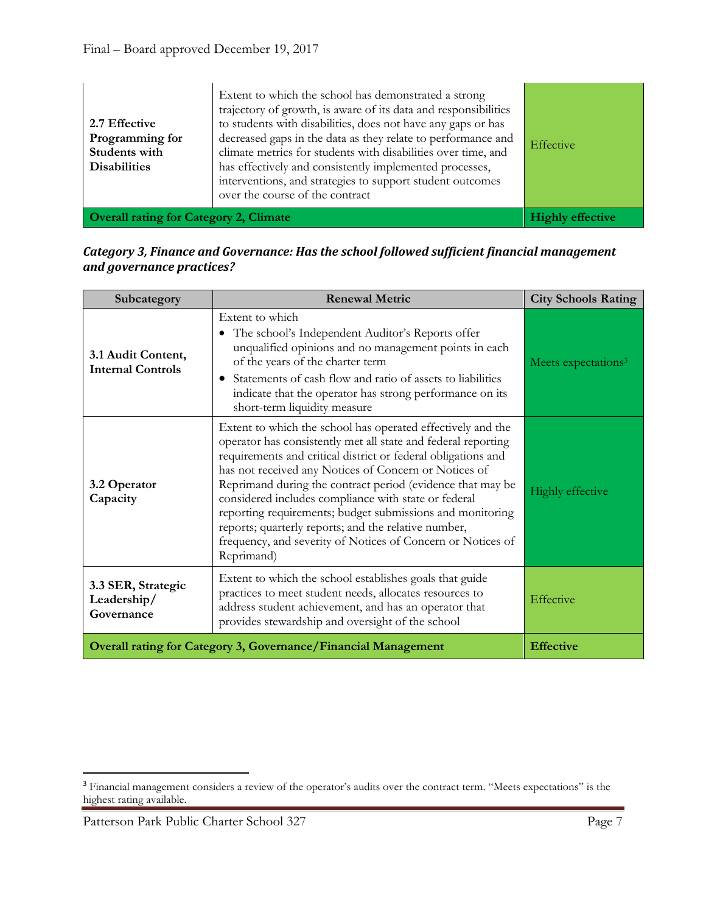| | | |
|---|---|---|
| **2.7 Effective Programming for Students with Disabilities** | Extent to which the school has demonstrated a strong trajectory of growth, is aware of its data and responsibilities to students with disabilities, does not have any gaps or has decreased gaps in the data as they relate to performance and climate metrics for students with disabilities over time, and has effectively and consistently implemented processes, interventions, and strategies to support student outcomes over the course of the contract | Effective |
| **Overall rating for Category 2, Climate** | | **Highly effective** |

***Category 3, Finance and Governance: Has the school followed sufficient financial management and governance practices?***

| Subcategory | Renewal Metric | City Schools Rating |
|---|---|---|
| **3.1 Audit Content, Internal Controls** | Extent to which<br>• The school's Independent Auditor's Reports offer unqualified opinions and no management points in each of the years of the charter term<br>• Statements of cash flow and ratio of assets to liabilities indicate that the operator has strong performance on its short-term liquidity measure | Meets expectations[3] |
| **3.2 Operator Capacity** | Extent to which the school has operated effectively and the operator has consistently met all state and federal reporting requirements and critical district or federal obligations and has not received any Notices of Concern or Notices of Reprimand during the contract period (evidence that may be considered includes compliance with state or federal reporting requirements; budget submissions and monitoring reports; quarterly reports; and the relative number, frequency, and severity of Notices of Concern or Notices of Reprimand) | Highly effective |
| **3.3 SER, Strategic Leadership/ Governance** | Extent to which the school establishes goals that guide practices to meet student needs, allocates resources to address student achievement, and has an operator that provides stewardship and oversight of the school | Effective |
| **Overall rating for Category 3, Governance/Financial Management** | | **Effective** |

[3] Financial management considers a review of the operator's audits over the contract term. "Meets expectations" is the highest rating available.